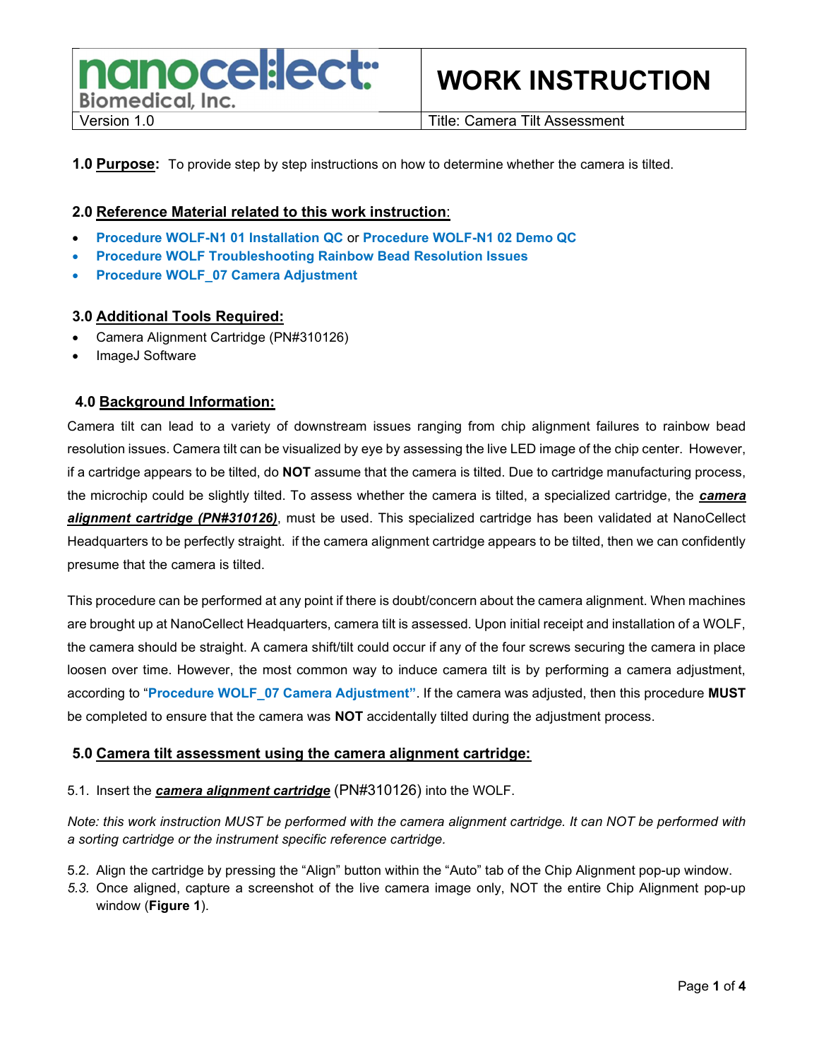| nanocellect Biomedical, Inc. | WORK INSTRUCTION |
| --- | --- |
| Version 1.0 | Title: Camera Tilt Assessment |

**1.0 Purpose:** To provide step by step instructions on how to determine whether the camera is tilted.

## 2.0 Reference Material related to this work instruction:

- **Procedure WOLF-N1 01 Installation QC** or **Procedure WOLF-N1 02 Demo QC**
- **Procedure WOLF Troubleshooting Rainbow Bead Resolution Issues**
- **Procedure WOLF_07 Camera Adjustment**

## 3.0 Additional Tools Required:

- Camera Alignment Cartridge (PN#310126)
- ImageJ Software

## 4.0 Background Information:

Camera tilt can lead to a variety of downstream issues ranging from chip alignment failures to rainbow bead resolution issues. Camera tilt can be visualized by eye by assessing the live LED image of the chip center. However, if a cartridge appears to be tilted, do **NOT** assume that the camera is tilted. Due to cartridge manufacturing process, the microchip could be slightly tilted. To assess whether the camera is tilted, a specialized cartridge, the ***camera alignment cartridge (PN#310126)***, must be used. This specialized cartridge has been validated at NanoCellect Headquarters to be perfectly straight. if the camera alignment cartridge appears to be tilted, then we can confidently presume that the camera is tilted.

This procedure can be performed at any point if there is doubt/concern about the camera alignment. When machines are brought up at NanoCellect Headquarters, camera tilt is assessed. Upon initial receipt and installation of a WOLF, the camera should be straight. A camera shift/tilt could occur if any of the four screws securing the camera in place loosen over time. However, the most common way to induce camera tilt is by performing a camera adjustment, according to "**Procedure WOLF_07 Camera Adjustment**". If the camera was adjusted, then this procedure **MUST** be completed to ensure that the camera was **NOT** accidentally tilted during the adjustment process.

## 5.0 Camera tilt assessment using the camera alignment cartridge:

5.1. Insert the ***camera alignment cartridge*** (PN#310126) into the WOLF.

*Note: this work instruction MUST be performed with the camera alignment cartridge. It can NOT be performed with a sorting cartridge or the instrument specific reference cartridge.*

5.2. Align the cartridge by pressing the "Align" button within the "Auto" tab of the Chip Alignment pop-up window.

*5.3.* Once aligned, capture a screenshot of the live camera image only, NOT the entire Chip Alignment pop-up window (**Figure 1**).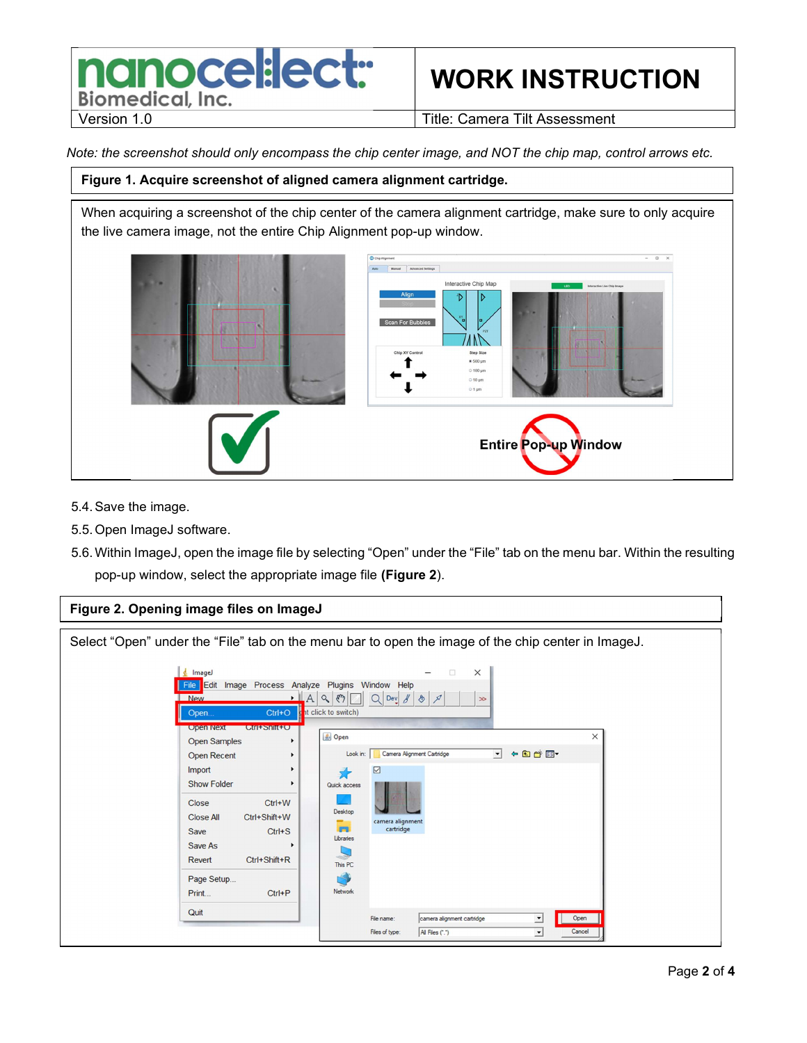*Note: the screenshot should only encompass the chip center image, and NOT the chip map, control arrows etc.*

**Figure 1. Acquire screenshot of aligned camera alignment cartridge.**

When acquiring a screenshot of the chip center of the camera alignment cartridge, make sure to only acquire the live camera image, not the entire Chip Alignment pop-up window.

**Entire Pop-up Window**

5.4. Save the image.

5.5. Open ImageJ software.

5.6. Within ImageJ, open the image file by selecting "Open" under the "File" tab on the menu bar. Within the resulting pop-up window, select the appropriate image file **(Figure 2)**.

**Figure 2. Opening image files on ImageJ**

Select "Open" under the "File" tab on the menu bar to open the image of the chip center in ImageJ.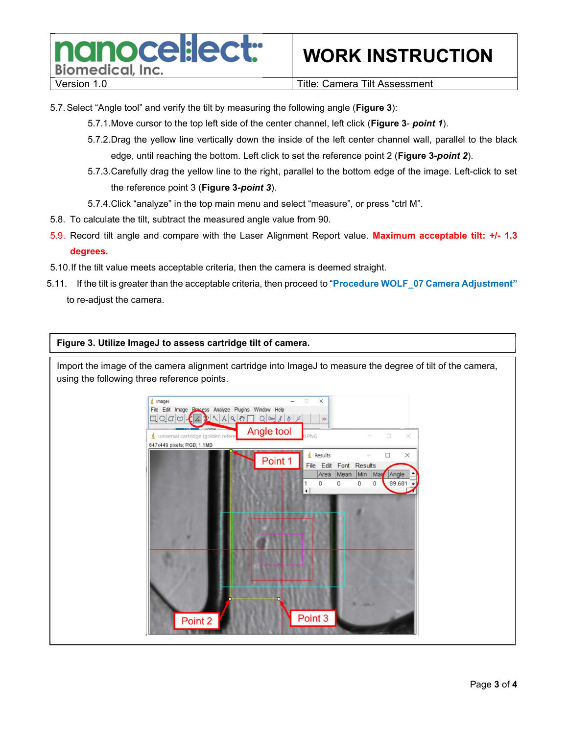5.7. Select "Angle tool" and verify the tilt by measuring the following angle (**Figure 3**):

- 5.7.1. Move cursor to the top left side of the center channel, left click (**Figure 3**- ***point 1***).
- 5.7.2. Drag the yellow line vertically down the inside of the left center channel wall, parallel to the black edge, until reaching the bottom. Left click to set the reference point 2 (**Figure 3-*point 2***).
- 5.7.3. Carefully drag the yellow line to the right, parallel to the bottom edge of the image. Left-click to set the reference point 3 (**Figure 3-*point 3***).
- 5.7.4. Click "analyze" in the top main menu and select "measure", or press "ctrl M".

5.8. To calculate the tilt, subtract the measured angle value from 90.

5.9. Record tilt angle and compare with the Laser Alignment Report value. **Maximum acceptable tilt: +/- 1.3 degrees.**

5.10. If the tilt value meets acceptable criteria, then the camera is deemed straight.

5.11. If the tilt is greater than the acceptable criteria, then proceed to "**Procedure WOLF_07 Camera Adjustment**" to re-adjust the camera.

**Figure 3. Utilize ImageJ to assess cartridge tilt of camera.**

Import the image of the camera alignment cartridge into ImageJ to measure the degree of tilt of the camera, using the following three reference points.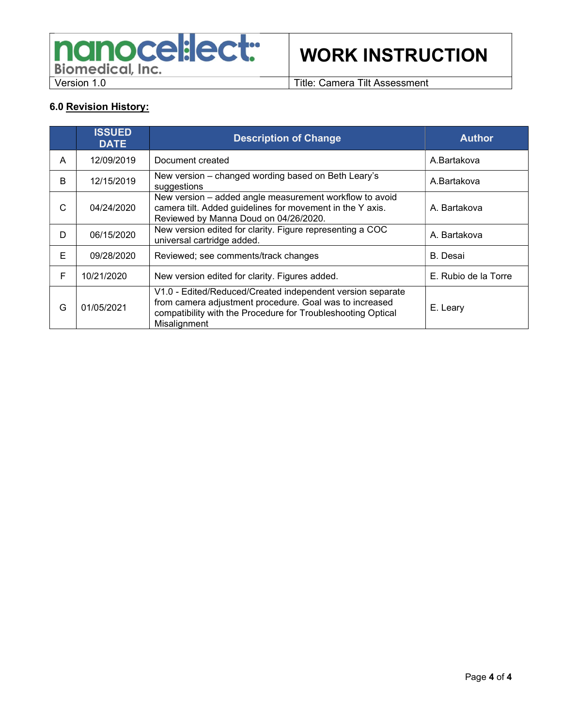**6.0 Revision History:**

| | ISSUED DATE | Description of Change | Author |
|---|---|---|---|
| A | 12/09/2019 | Document created | A.Bartakova |
| B | 12/15/2019 | New version – changed wording based on Beth Leary's suggestions | A.Bartakova |
| C | 04/24/2020 | New version – added angle measurement workflow to avoid camera tilt. Added guidelines for movement in the Y axis. Reviewed by Manna Doud on 04/26/2020. | A. Bartakova |
| D | 06/15/2020 | New version edited for clarity. Figure representing a COC universal cartridge added. | A. Bartakova |
| E | 09/28/2020 | Reviewed; see comments/track changes | B. Desai |
| F | 10/21/2020 | New version edited for clarity. Figures added. | E. Rubio de la Torre |
| G | 01/05/2021 | V1.0 - Edited/Reduced/Created independent version separate from camera adjustment procedure. Goal was to increased compatibility with the Procedure for Troubleshooting Optical Misalignment | E. Leary |